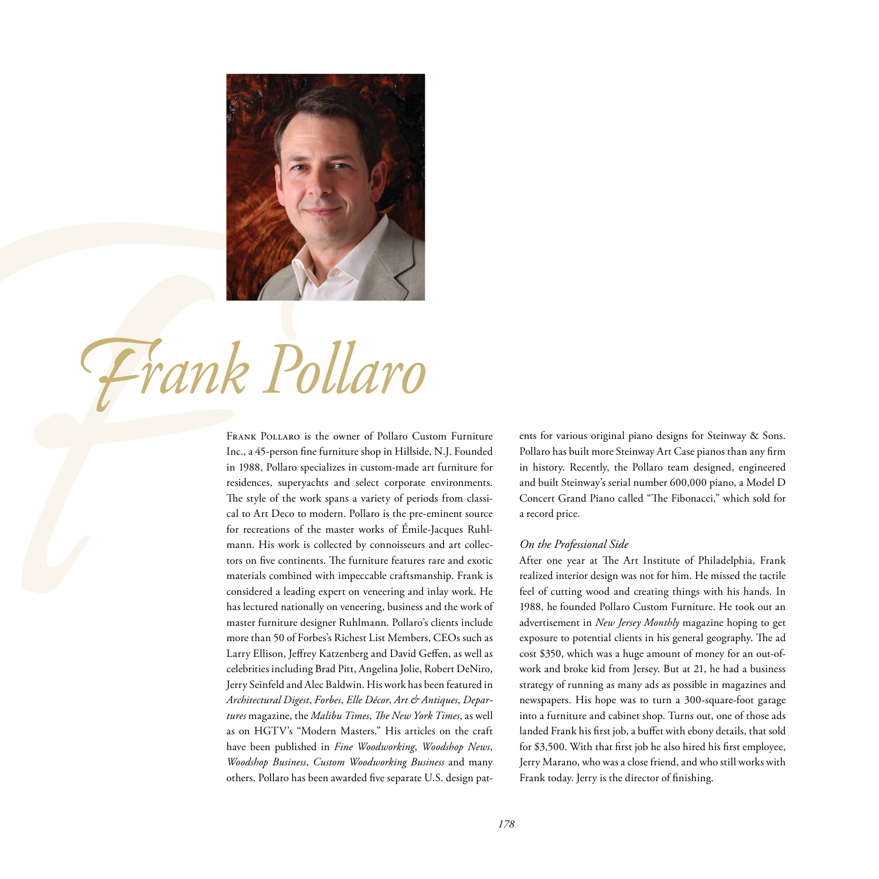# Frank Pollaro

Frank Pollaro is the owner of Pollaro Custom Furniture Inc., a 45-person fine furniture shop in Hillside, N.J. Founded in 1988, Pollaro specializes in custom-made art furniture for residences, superyachts and select corporate environments. The style of the work spans a variety of periods from classical to Art Deco to modern. Pollaro is the pre-eminent source for recreations of the master works of Émile-Jacques Ruhlmann. His work is collected by connoisseurs and art collectors on five continents. The furniture features rare and exotic materials combined with impeccable craftsmanship. Frank is considered a leading expert on veneering and inlay work. He has lectured nationally on veneering, business and the work of master furniture designer Ruhlmann. Pollaro's clients include more than 50 of Forbes's Richest List Members, CEOs such as Larry Ellison, Jeffrey Katzenberg and David Geffen, as well as celebrities including Brad Pitt, Angelina Jolie, Robert DeNiro, Jerry Seinfeld and Alec Baldwin. His work has been featured in *Architectural Digest*, *Forbes*, *Elle Décor*, *Art & Antiques*, *Departures* magazine, the *Malibu Times*, *The New York Times*, as well as on HGTV's "Modern Masters." His articles on the craft have been published in *Fine Woodworking*, *Woodshop News*, *Woodshop Business*, *Custom Woodworking Business* and many others. Pollaro has been awarded five separate U.S. design patents for various original piano designs for Steinway & Sons. Pollaro has built more Steinway Art Case pianos than any firm in history. Recently, the Pollaro team designed, engineered and built Steinway's serial number 600,000 piano, a Model D Concert Grand Piano called "The Fibonacci," which sold for a record price.

*On the Professional Side*

After one year at The Art Institute of Philadelphia, Frank realized interior design was not for him. He missed the tactile feel of cutting wood and creating things with his hands. In 1988, he founded Pollaro Custom Furniture. He took out an advertisement in *New Jersey Monthly* magazine hoping to get exposure to potential clients in his general geography. The ad cost $350, which was a huge amount of money for an out-of-work and broke kid from Jersey. But at 21, he had a business strategy of running as many ads as possible in magazines and newspapers. His hope was to turn a 300-square-foot garage into a furniture and cabinet shop. Turns out, one of those ads landed Frank his first job, a buffet with ebony details, that sold for $3,500. With that first job he also hired his first employee, Jerry Marano, who was a close friend, and who still works with Frank today. Jerry is the director of finishing.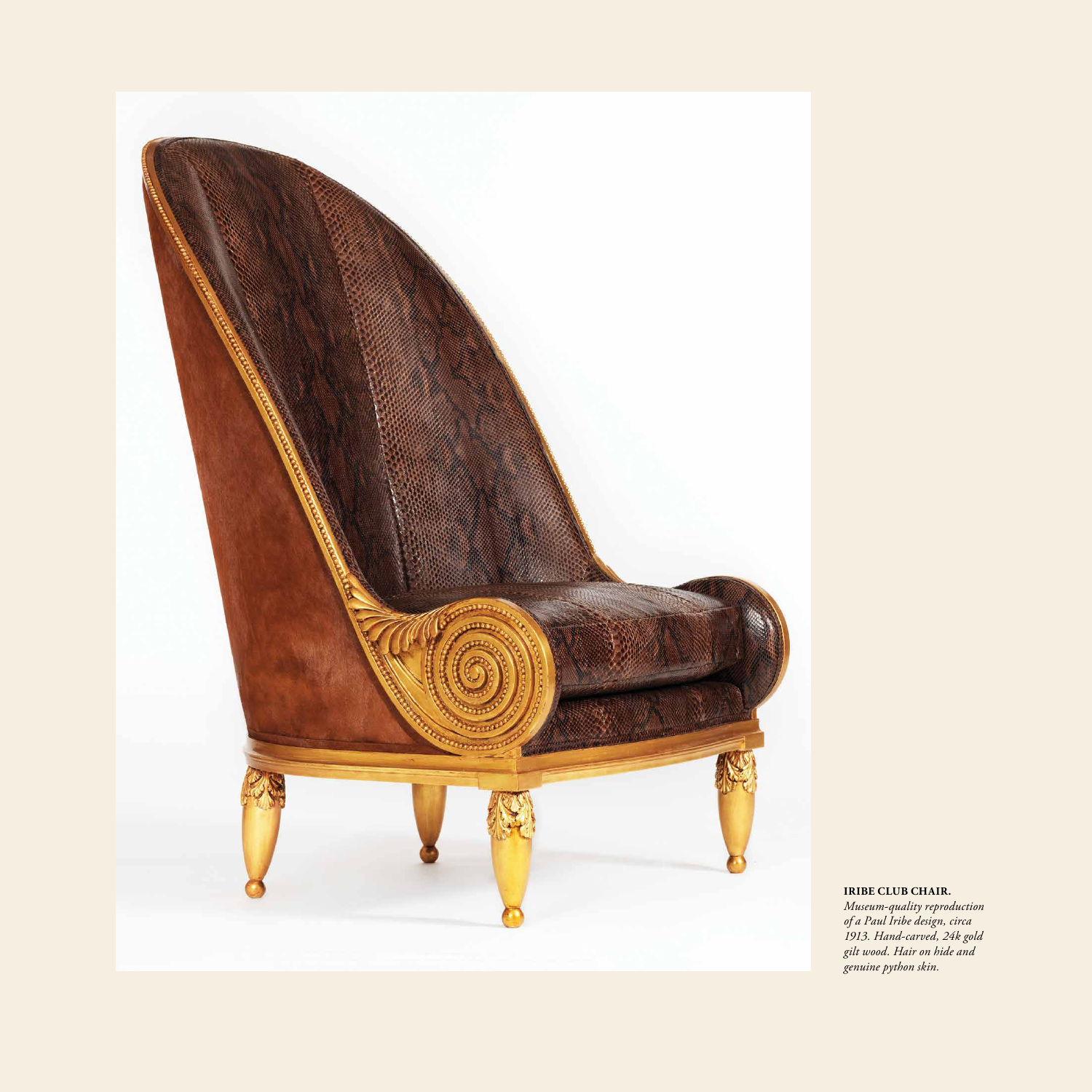**IRIBE CLUB CHAIR.**

*Museum-quality reproduction of a Paul Iribe design, circa 1913. Hand-carved, 24k gold gilt wood. Hair on hide and genuine python skin.*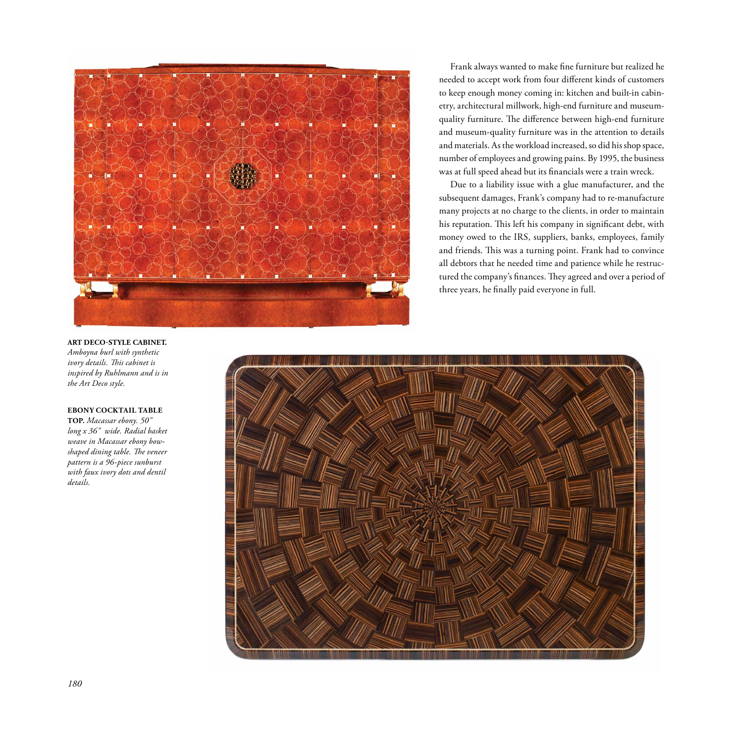Frank always wanted to make fine furniture but realized he needed to accept work from four different kinds of customers to keep enough money coming in: kitchen and built-in cabinetry, architectural millwork, high-end furniture and museum-quality furniture. The difference between high-end furniture and museum-quality furniture was in the attention to details and materials. As the workload increased, so did his shop space, number of employees and growing pains. By 1995, the business was at full speed ahead but its financials were a train wreck.

Due to a liability issue with a glue manufacturer, and the subsequent damages, Frank's company had to re-manufacture many projects at no charge to the clients, in order to maintain his reputation. This left his company in significant debt, with money owed to the IRS, suppliers, banks, employees, family and friends. This was a turning point. Frank had to convince all debtors that he needed time and patience while he restructured the company's finances. They agreed and over a period of three years, he finally paid everyone in full.

**ART DECO-STYLE CABINET.** *Amboyna burl with synthetic ivory details. This cabinet is inspired by Ruhlmann and is in the Art Deco style.*

**EBONY COCKTAIL TABLE TOP.** *Macassar ebony. 50" long x 36" wide. Radial basket weave in Macassar ebony bow-shaped dining table. The veneer pattern is a 96-piece sunburst with faux ivory dots and dentil details.*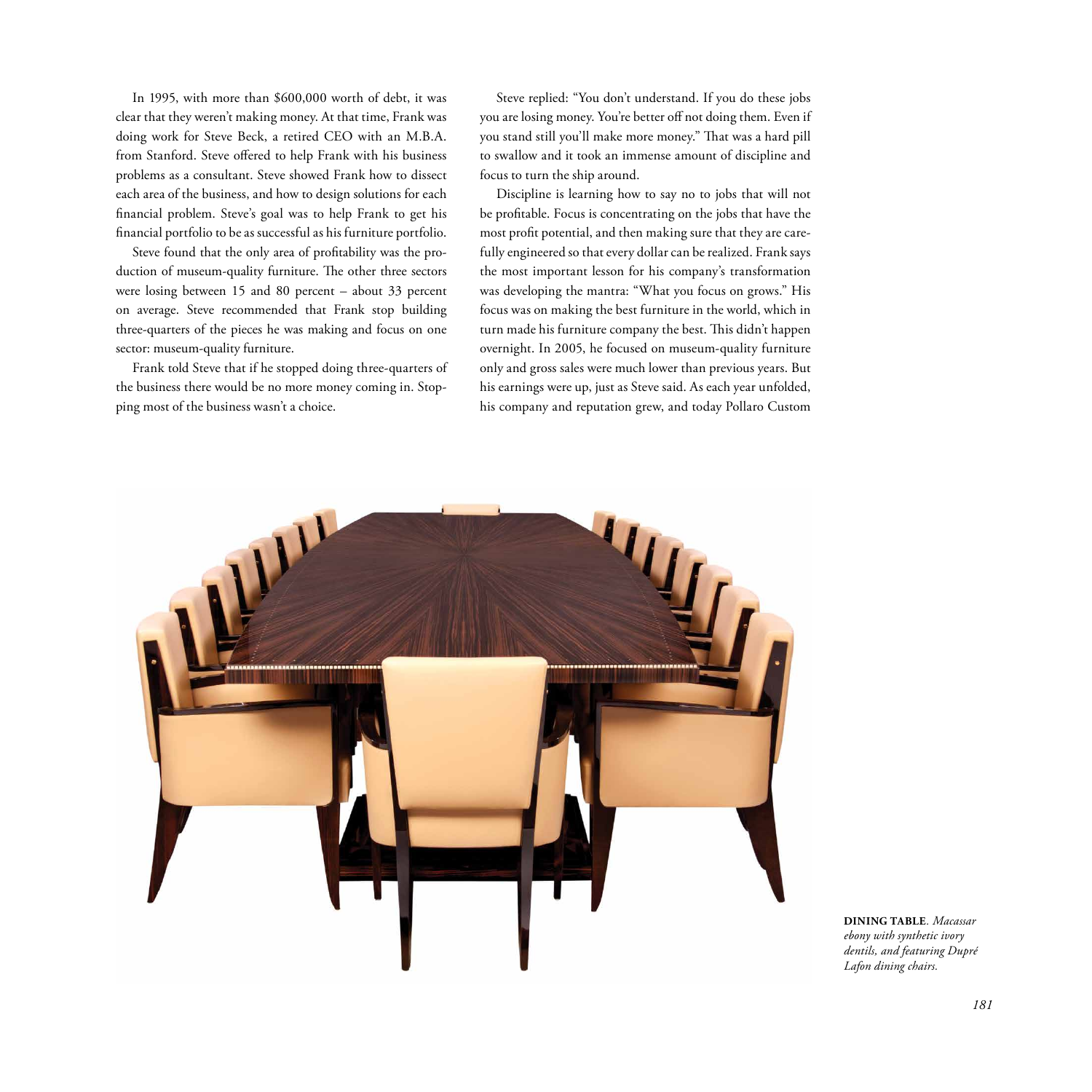In 1995, with more than $600,000 worth of debt, it was clear that they weren't making money. At that time, Frank was doing work for Steve Beck, a retired CEO with an M.B.A. from Stanford. Steve offered to help Frank with his business problems as a consultant. Steve showed Frank how to dissect each area of the business, and how to design solutions for each financial problem. Steve's goal was to help Frank to get his financial portfolio to be as successful as his furniture portfolio.

Steve found that the only area of profitability was the production of museum-quality furniture. The other three sectors were losing between 15 and 80 percent – about 33 percent on average. Steve recommended that Frank stop building three-quarters of the pieces he was making and focus on one sector: museum-quality furniture.

Frank told Steve that if he stopped doing three-quarters of the business there would be no more money coming in. Stopping most of the business wasn't a choice.

Steve replied: "You don't understand. If you do these jobs you are losing money. You're better off not doing them. Even if you stand still you'll make more money." That was a hard pill to swallow and it took an immense amount of discipline and focus to turn the ship around.

Discipline is learning how to say no to jobs that will not be profitable. Focus is concentrating on the jobs that have the most profit potential, and then making sure that they are carefully engineered so that every dollar can be realized. Frank says the most important lesson for his company's transformation was developing the mantra: "What you focus on grows." His focus was on making the best furniture in the world, which in turn made his furniture company the best. This didn't happen overnight. In 2005, he focused on museum-quality furniture only and gross sales were much lower than previous years. But his earnings were up, just as Steve said. As each year unfolded, his company and reputation grew, and today Pollaro Custom

**DINING TABLE**. *Macassar ebony with synthetic ivory dentils, and featuring Dupré Lafon dining chairs.*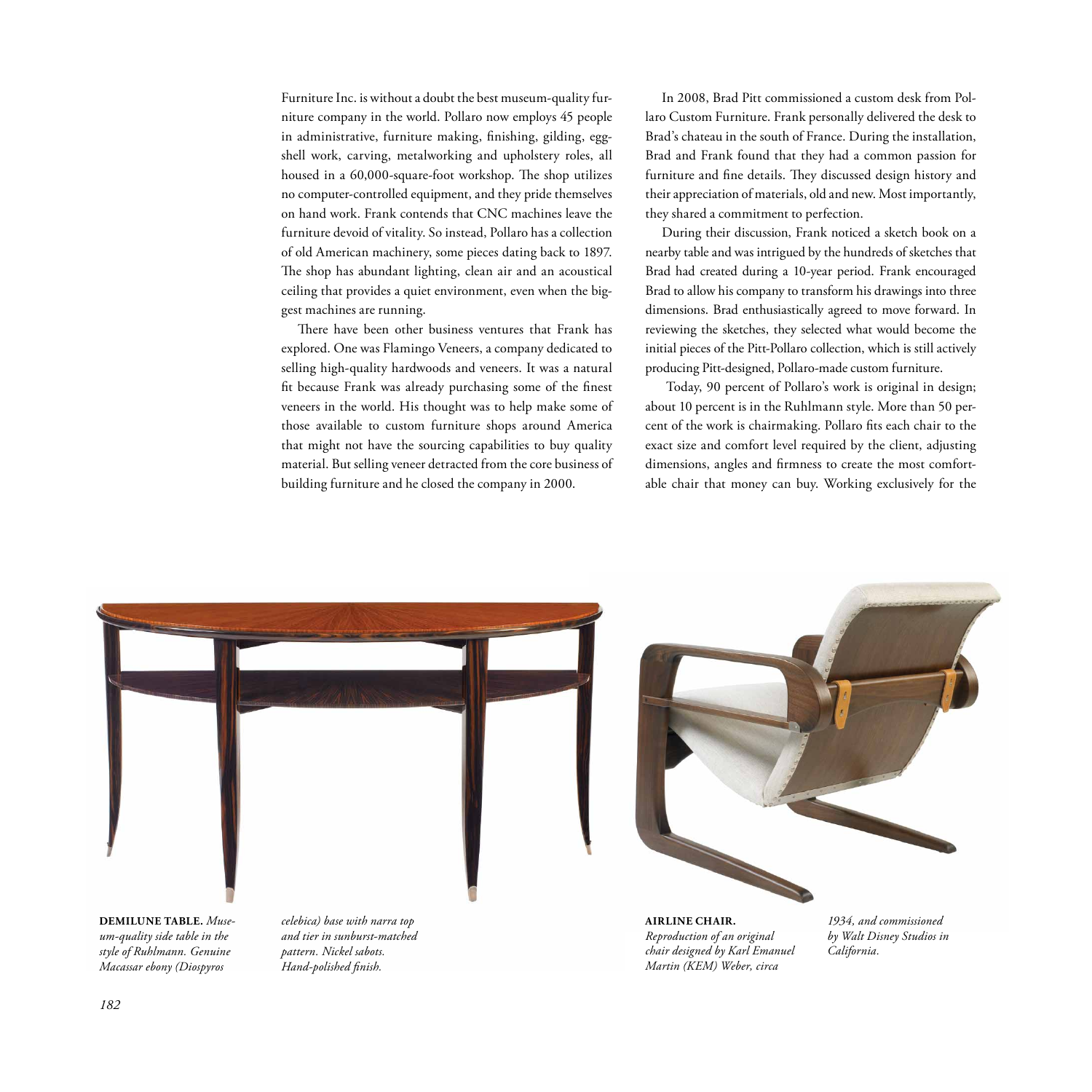Furniture Inc. is without a doubt the best museum-quality furniture company in the world. Pollaro now employs 45 people in administrative, furniture making, finishing, gilding, eggshell work, carving, metalworking and upholstery roles, all housed in a 60,000-square-foot workshop. The shop utilizes no computer-controlled equipment, and they pride themselves on hand work. Frank contends that CNC machines leave the furniture devoid of vitality. So instead, Pollaro has a collection of old American machinery, some pieces dating back to 1897. The shop has abundant lighting, clean air and an acoustical ceiling that provides a quiet environment, even when the biggest machines are running.

There have been other business ventures that Frank has explored. One was Flamingo Veneers, a company dedicated to selling high-quality hardwoods and veneers. It was a natural fit because Frank was already purchasing some of the finest veneers in the world. His thought was to help make some of those available to custom furniture shops around America that might not have the sourcing capabilities to buy quality material. But selling veneer detracted from the core business of building furniture and he closed the company in 2000.

In 2008, Brad Pitt commissioned a custom desk from Pollaro Custom Furniture. Frank personally delivered the desk to Brad's chateau in the south of France. During the installation, Brad and Frank found that they had a common passion for furniture and fine details. They discussed design history and their appreciation of materials, old and new. Most importantly, they shared a commitment to perfection.

During their discussion, Frank noticed a sketch book on a nearby table and was intrigued by the hundreds of sketches that Brad had created during a 10-year period. Frank encouraged Brad to allow his company to transform his drawings into three dimensions. Brad enthusiastically agreed to move forward. In reviewing the sketches, they selected what would become the initial pieces of the Pitt-Pollaro collection, which is still actively producing Pitt-designed, Pollaro-made custom furniture.

Today, 90 percent of Pollaro's work is original in design; about 10 percent is in the Ruhlmann style. More than 50 percent of the work is chairmaking. Pollaro fits each chair to the exact size and comfort level required by the client, adjusting dimensions, angles and firmness to create the most comfortable chair that money can buy. Working exclusively for the

**DEMILUNE TABLE.** *Museum-quality side table in the style of Ruhlmann. Genuine Macassar ebony (Diospyros celebica) base with narra top and tier in sunburst-matched pattern. Nickel sabots. Hand-polished finish.*

**AIRLINE CHAIR.** *Reproduction of an original chair designed by Karl Emanuel Martin (KEM) Weber, circa 1934, and commissioned by Walt Disney Studios in California.*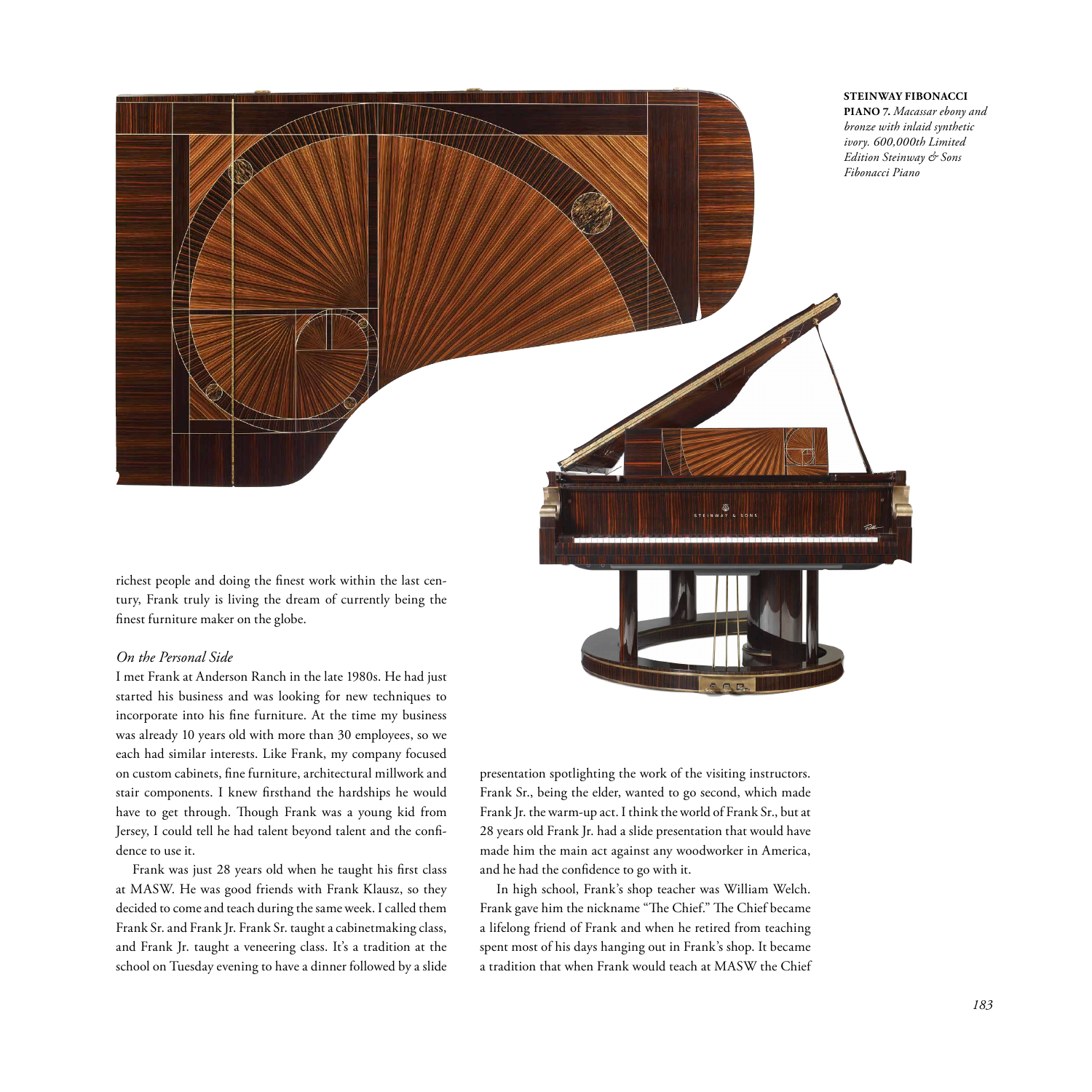**STEINWAY FIBONACCI PIANO 7.** *Macassar ebony and bronze with inlaid synthetic ivory. 600,000th Limited Edition Steinway & Sons Fibonacci Piano*

richest people and doing the finest work within the last century, Frank truly is living the dream of currently being the finest furniture maker on the globe.

*On the Personal Side*

I met Frank at Anderson Ranch in the late 1980s. He had just started his business and was looking for new techniques to incorporate into his fine furniture. At the time my business was already 10 years old with more than 30 employees, so we each had similar interests. Like Frank, my company focused on custom cabinets, fine furniture, architectural millwork and stair components. I knew firsthand the hardships he would have to get through. Though Frank was a young kid from Jersey, I could tell he had talent beyond talent and the confidence to use it.

Frank was just 28 years old when he taught his first class at MASW. He was good friends with Frank Klausz, so they decided to come and teach during the same week. I called them Frank Sr. and Frank Jr. Frank Sr. taught a cabinetmaking class, and Frank Jr. taught a veneering class. It's a tradition at the school on Tuesday evening to have a dinner followed by a slide presentation spotlighting the work of the visiting instructors. Frank Sr., being the elder, wanted to go second, which made Frank Jr. the warm-up act. I think the world of Frank Sr., but at 28 years old Frank Jr. had a slide presentation that would have made him the main act against any woodworker in America, and he had the confidence to go with it.

In high school, Frank's shop teacher was William Welch. Frank gave him the nickname "The Chief." The Chief became a lifelong friend of Frank and when he retired from teaching spent most of his days hanging out in Frank's shop. It became a tradition that when Frank would teach at MASW the Chief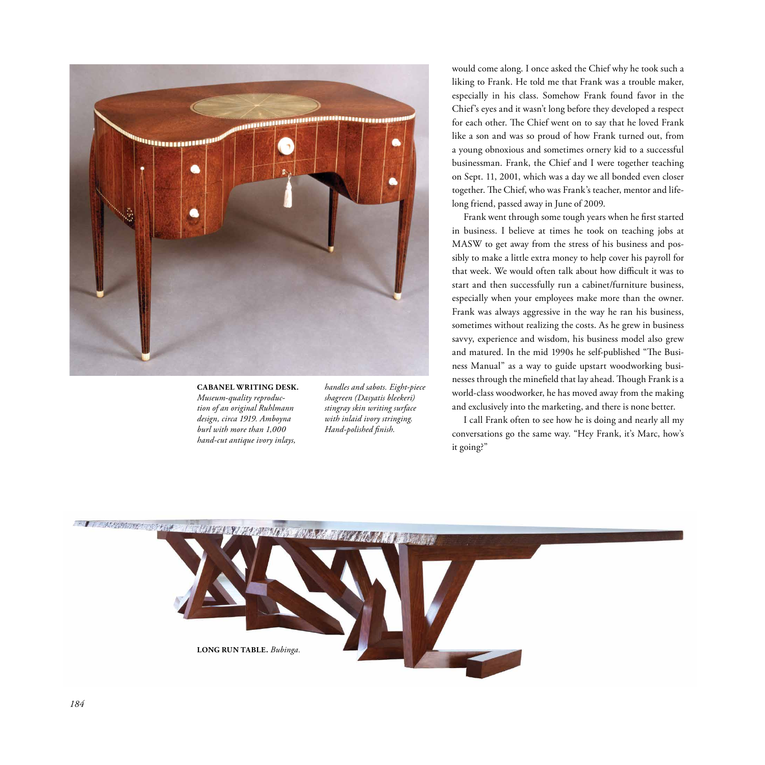**CABANEL WRITING DESK.** *Museum-quality reproduction of an original Ruhlmann design, circa 1919. Amboyna burl with more than 1,000 hand-cut antique ivory inlays, handles and sabots. Eight-piece shagreen (Dasyatis bleekeri) stingray skin writing surface with inlaid ivory stringing. Hand-polished finish.*

would come along. I once asked the Chief why he took such a liking to Frank. He told me that Frank was a trouble maker, especially in his class. Somehow Frank found favor in the Chief's eyes and it wasn't long before they developed a respect for each other. The Chief went on to say that he loved Frank like a son and was so proud of how Frank turned out, from a young obnoxious and sometimes ornery kid to a successful businessman. Frank, the Chief and I were together teaching on Sept. 11, 2001, which was a day we all bonded even closer together. The Chief, who was Frank's teacher, mentor and lifelong friend, passed away in June of 2009.

Frank went through some tough years when he first started in business. I believe at times he took on teaching jobs at MASW to get away from the stress of his business and possibly to make a little extra money to help cover his payroll for that week. We would often talk about how difficult it was to start and then successfully run a cabinet/furniture business, especially when your employees make more than the owner. Frank was always aggressive in the way he ran his business, sometimes without realizing the costs. As he grew in business savvy, experience and wisdom, his business model also grew and matured. In the mid 1990s he self-published "The Business Manual" as a way to guide upstart woodworking businesses through the minefield that lay ahead. Though Frank is a world-class woodworker, he has moved away from the making and exclusively into the marketing, and there is none better.

I call Frank often to see how he is doing and nearly all my conversations go the same way. "Hey Frank, it's Marc, how's it going?"

**LONG RUN TABLE.** *Bubinga.*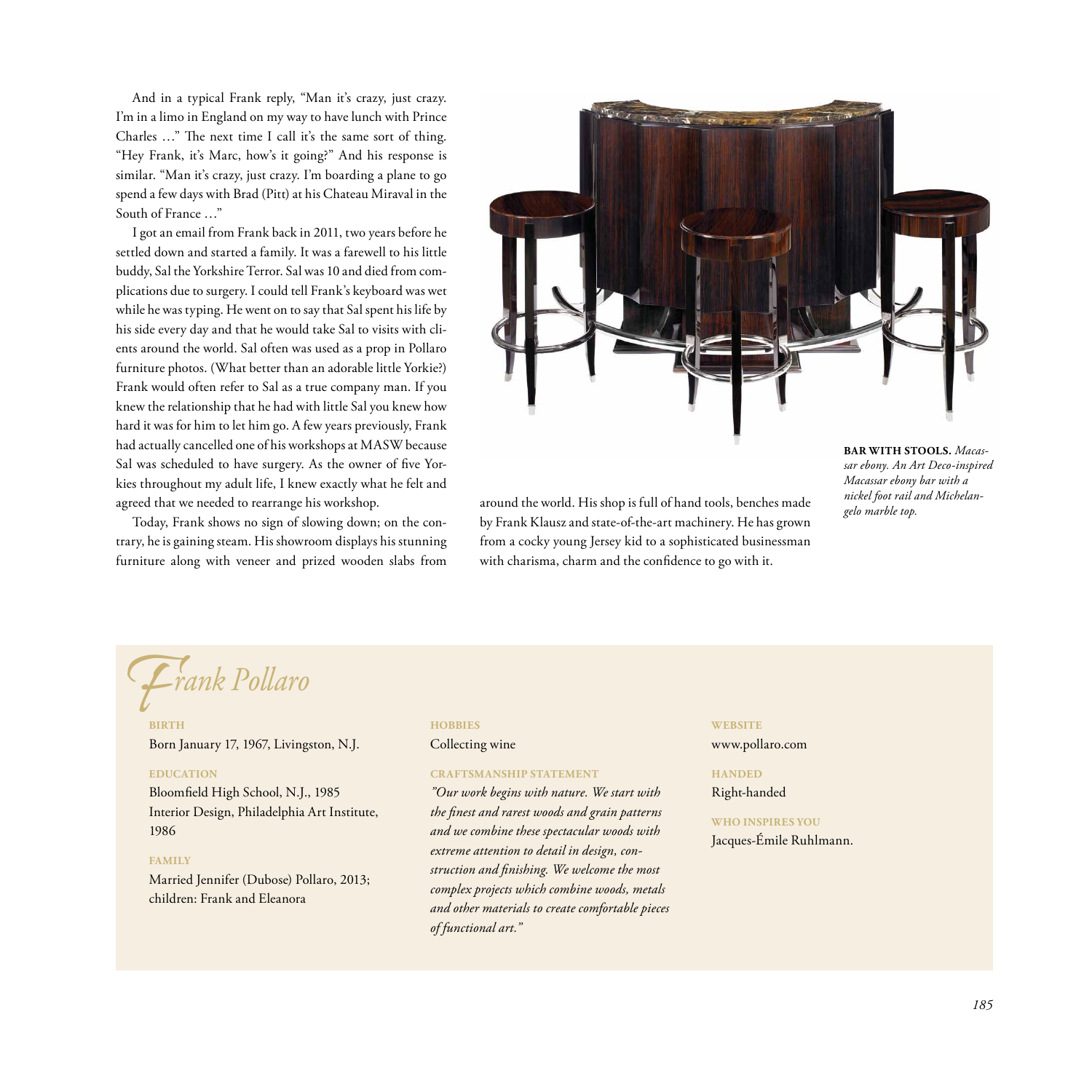And in a typical Frank reply, "Man it's crazy, just crazy. I'm in a limo in England on my way to have lunch with Prince Charles …" The next time I call it's the same sort of thing. "Hey Frank, it's Marc, how's it going?" And his response is similar. "Man it's crazy, just crazy. I'm boarding a plane to go spend a few days with Brad (Pitt) at his Chateau Miraval in the South of France …"

I got an email from Frank back in 2011, two years before he settled down and started a family. It was a farewell to his little buddy, Sal the Yorkshire Terror. Sal was 10 and died from complications due to surgery. I could tell Frank's keyboard was wet while he was typing. He went on to say that Sal spent his life by his side every day and that he would take Sal to visits with clients around the world. Sal often was used as a prop in Pollaro furniture photos. (What better than an adorable little Yorkie?) Frank would often refer to Sal as a true company man. If you knew the relationship that he had with little Sal you knew how hard it was for him to let him go. A few years previously, Frank had actually cancelled one of his workshops at MASW because Sal was scheduled to have surgery. As the owner of five Yorkies throughout my adult life, I knew exactly what he felt and agreed that we needed to rearrange his workshop.

Today, Frank shows no sign of slowing down; on the contrary, he is gaining steam. His showroom displays his stunning furniture along with veneer and prized wooden slabs from around the world. His shop is full of hand tools, benches made by Frank Klausz and state-of-the-art machinery. He has grown from a cocky young Jersey kid to a sophisticated businessman with charisma, charm and the confidence to go with it.

**BAR WITH STOOLS.** *Macassar ebony. An Art Deco-inspired Macassar ebony bar with a nickel foot rail and Michelangelo marble top.*

## *Frank Pollaro*

**BIRTH**
Born January 17, 1967, Livingston, N.J.

**EDUCATION**
Bloomfield High School, N.J., 1985
Interior Design, Philadelphia Art Institute, 1986

**FAMILY**
Married Jennifer (Dubose) Pollaro, 2013; children: Frank and Eleanora

**HOBBIES**
Collecting wine

**CRAFTSMANSHIP STATEMENT**
*"Our work begins with nature. We start with the finest and rarest woods and grain patterns and we combine these spectacular woods with extreme attention to detail in design, construction and finishing. We welcome the most complex projects which combine woods, metals and other materials to create comfortable pieces of functional art."*

**WEBSITE**
www.pollaro.com

**HANDED**
Right-handed

**WHO INSPIRES YOU**
Jacques-Émile Ruhlmann.